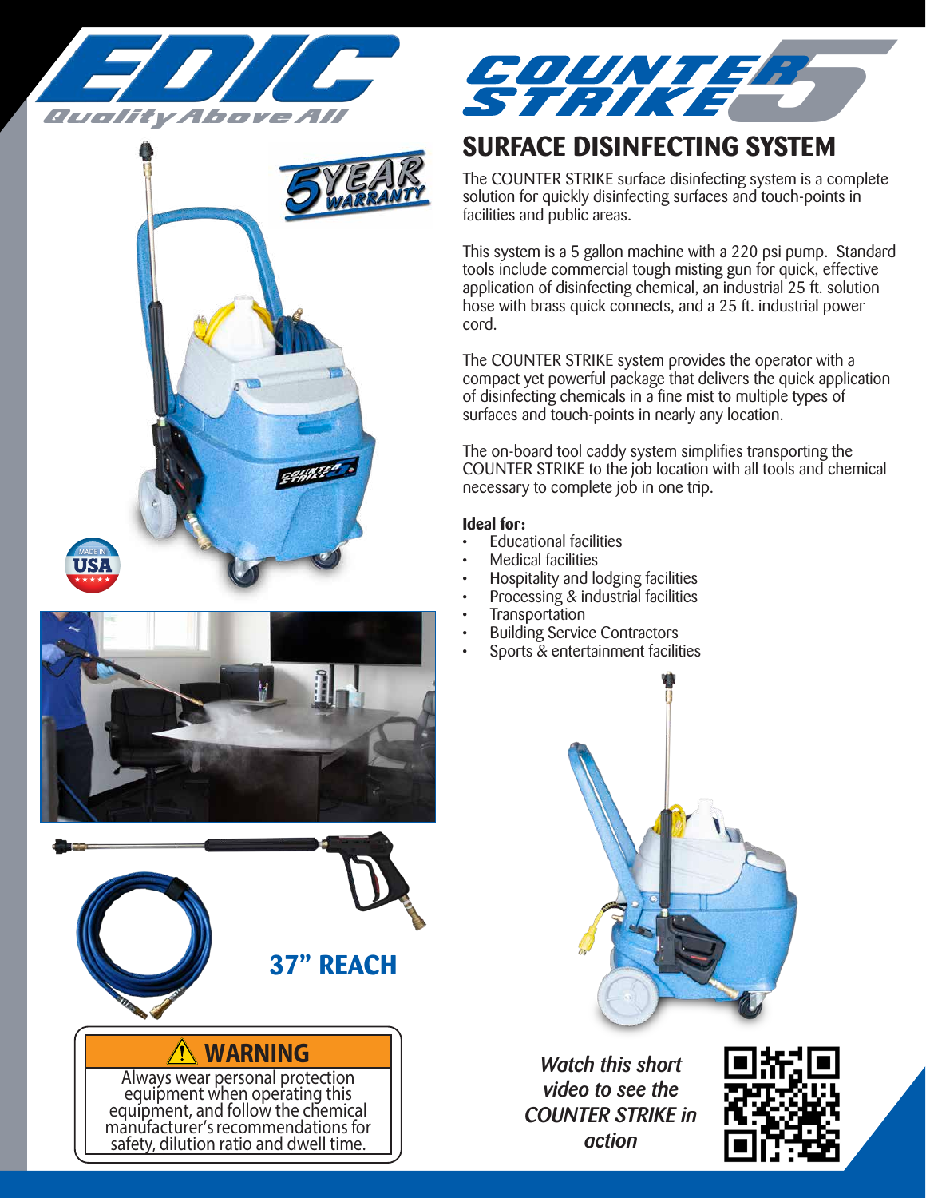# EDIC

*Quality Above All*

# COUNTER STRIKE 5

## SURFACE DISINFECTING SYSTEM

The COUNTER STRIKE surface disinfecting system is a complete solution for quickly disinfecting surfaces and touch-points in facilities and public areas.

This system is a 5 gallon machine with a 220 psi pump. Standard tools include commercial tough misting gun for quick, effective application of disinfecting chemical, an industrial 25 ft. solution hose with brass quick connects, and a 25 ft. industrial power cord.

The COUNTER STRIKE system provides the operator with a compact yet powerful package that delivers the quick application of disinfecting chemicals in a fine mist to multiple types of surfaces and touch-points in nearly any location.

The on-board tool caddy system simplifies transporting the COUNTER STRIKE to the job location with all tools and chemical necessary to complete job in one trip.

**Ideal for:**

- Educational facilities
- Medical facilities
- Hospitality and lodging facilities
- Processing & industrial facilities
- Transportation
- Building Service Contractors
- Sports & entertainment facilities

5 YEAR WARRANTY

MADE IN USA

**37" REACH**

## ⚠ WARNING

Always wear personal protection equipment when operating this equipment, and follow the chemical manufacturer's recommendations for safety, dilution ratio and dwell time.

*Watch this short video to see the COUNTER STRIKE in action*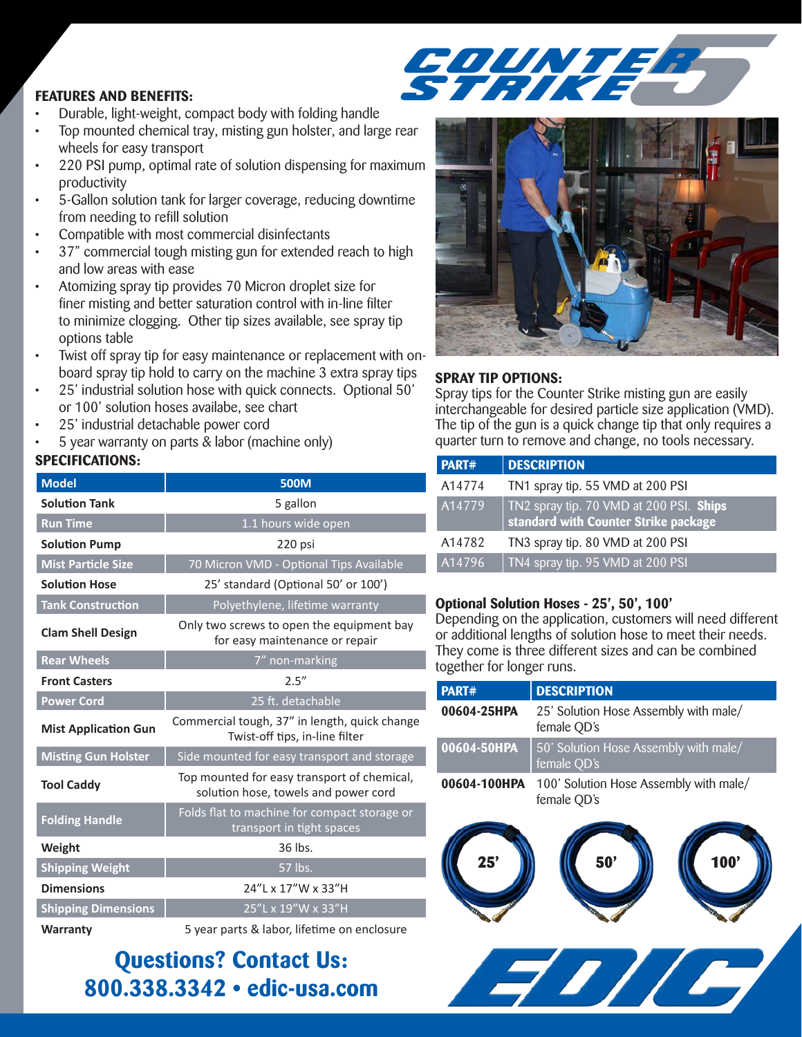## FEATURES AND BENEFITS:

- Durable, light-weight, compact body with folding handle
- Top mounted chemical tray, misting gun holster, and large rear wheels for easy transport
- 220 PSI pump, optimal rate of solution dispensing for maximum productivity
- 5-Gallon solution tank for larger coverage, reducing downtime from needing to refill solution
- Compatible with most commercial disinfectants
- 37" commercial tough misting gun for extended reach to high and low areas with ease
- Atomizing spray tip provides 70 Micron droplet size for finer misting and better saturation control with in-line filter to minimize clogging. Other tip sizes available, see spray tip options table
- Twist off spray tip for easy maintenance or replacement with on-board spray tip hold to carry on the machine 3 extra spray tips
- 25' industrial solution hose with quick connects. Optional 50' or 100' solution hoses availabe, see chart
- 25' industrial detachable power cord
- 5 year warranty on parts & labor (machine only)

## SPECIFICATIONS:

| Model | 500M |
|---|---|
| Solution Tank | 5 gallon |
| Run Time | 1.1 hours wide open |
| Solution Pump | 220 psi |
| Mist Particle Size | 70 Micron VMD - Optional Tips Available |
| Solution Hose | 25' standard (Optional 50' or 100') |
| Tank Construction | Polyethylene, lifetime warranty |
| Clam Shell Design | Only two screws to open the equipment bay for easy maintenance or repair |
| Rear Wheels | 7" non-marking |
| Front Casters | 2.5" |
| Power Cord | 25 ft. detachable |
| Mist Application Gun | Commercial tough, 37" in length, quick change Twist-off tips, in-line filter |
| Misting Gun Holster | Side mounted for easy transport and storage |
| Tool Caddy | Top mounted for easy transport of chemical, solution hose, towels and power cord |
| Folding Handle | Folds flat to machine for compact storage or transport in tight spaces |
| Weight | 36 lbs. |
| Shipping Weight | 57 lbs. |
| Dimensions | 24"L x 17"W x 33"H |
| Shipping Dimensions | 25"L x 19"W x 33"H |
| Warranty | 5 year parts & labor, lifetime on enclosure |

## SPRAY TIP OPTIONS:

Spray tips for the Counter Strike misting gun are easily interchangeable for desired particle size application (VMD). The tip of the gun is a quick change tip that only requires a quarter turn to remove and change, no tools necessary.

| PART# | DESCRIPTION |
|---|---|
| A14774 | TN1 spray tip. 55 VMD at 200 PSI |
| A14779 | TN2 spray tip. 70 VMD at 200 PSI. **Ships standard with Counter Strike package** |
| A14782 | TN3 spray tip. 80 VMD at 200 PSI |
| A14796 | TN4 spray tip. 95 VMD at 200 PSI |

### Optional Solution Hoses - 25', 50', 100'

Depending on the application, customers will need different or additional lengths of solution hose to meet their needs. They come is three different sizes and can be combined together for longer runs.

| PART# | DESCRIPTION |
|---|---|
| 00604-25HPA | 25' Solution Hose Assembly with male/ female QD's |
| 00604-50HPA | 50' Solution Hose Assembly with male/ female QD's |
| 00604-100HPA | 100' Solution Hose Assembly with male/ female QD's |

25' 50' 100'

## Questions? Contact Us:
## 800.338.3342 • edic-usa.com